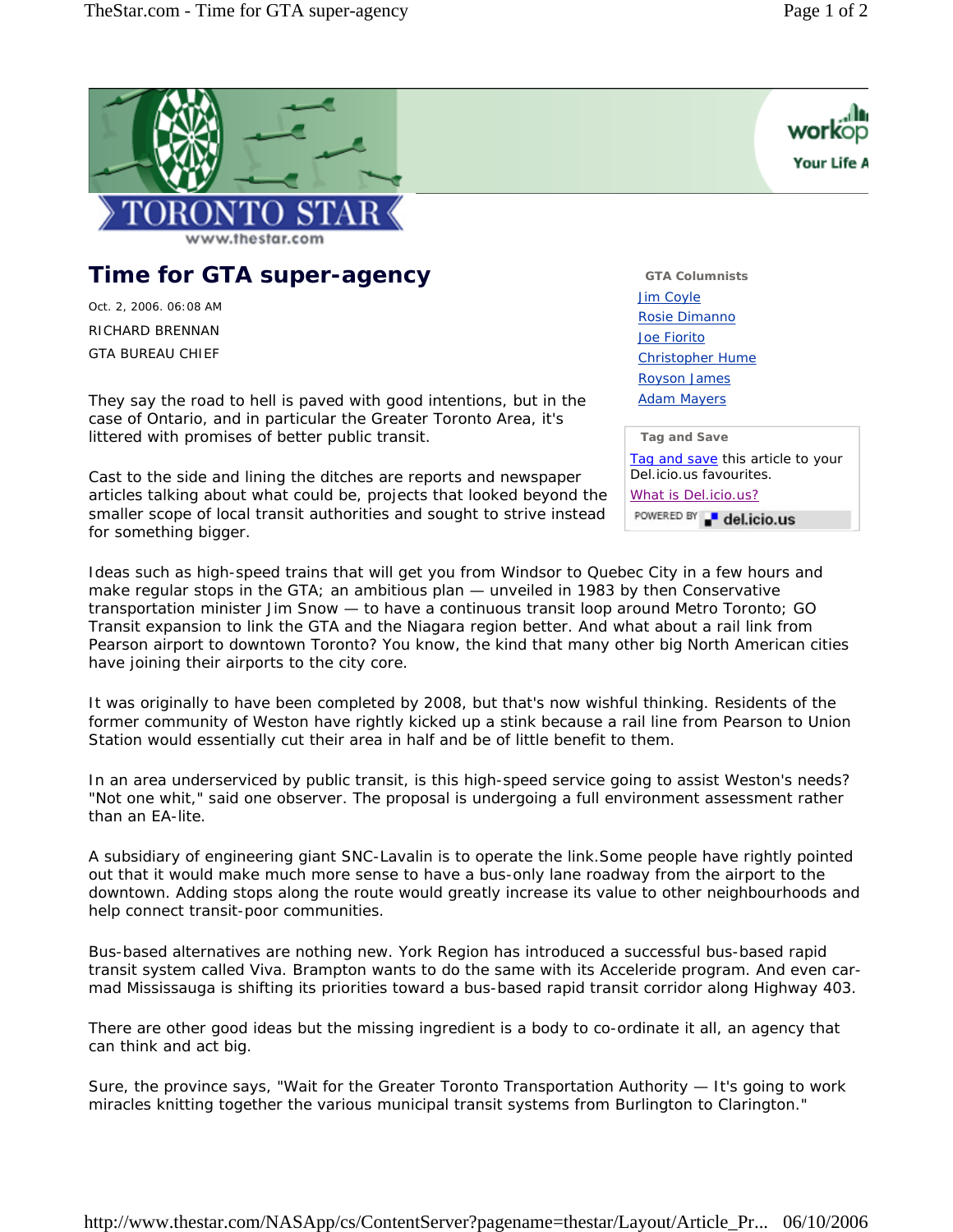# Time for GTA super-agency

Oct. 2, 2006. 06:08 AM

RICHARD BRENNAN

GTA BUREAU CHIEF

They say the road to hell is paved with good intentions, but in the case of Ontario, and in particular the Greater Toronto Area, it's littered with promises of better public transit.

Cast to the side and lining the ditches are reports and newspaper articles talking about what could be, projects that looked beyond the smaller scope of local transit authorities and sought to strive instead for something bigger.

Ideas such as high-speed trains that will get you from Windsor to Quebec City in a few hours and make regular stops in the GTA; an ambitious plan — unveiled in 1983 by then Conservative transportation minister Jim Snow — to have a continuous transit loop around Metro Toronto; GO Transit expansion to link the GTA and the Niagara region better. And what about a rail link from Pearson airport to downtown Toronto? You know, the kind that many other big North American cities have joining their airports to the city core.

It was originally to have been completed by 2008, but that's now wishful thinking. Residents of the former community of Weston have rightly kicked up a stink because a rail line from Pearson to Union Station would essentially cut their area in half and be of little benefit to them.

In an area underserviced by public transit, is this high-speed service going to assist Weston's needs? "Not one whit," said one observer. The proposal is undergoing a full environment assessment rather than an EA-lite.

A subsidiary of engineering giant SNC-Lavalin is to operate the link.Some people have rightly pointed out that it would make much more sense to have a bus-only lane roadway from the airport to the downtown. Adding stops along the route would greatly increase its value to other neighbourhoods and help connect transit-poor communities.

Bus-based alternatives are nothing new. York Region has introduced a successful bus-based rapid transit system called Viva. Brampton wants to do the same with its Acceleride program. And even car-mad Mississauga is shifting its priorities toward a bus-based rapid transit corridor along Highway 403.

There are other good ideas but the missing ingredient is a body to co-ordinate it all, an agency that can think and act big.

Sure, the province says, "Wait for the Greater Toronto Transportation Authority — It's going to work miracles knitting together the various municipal transit systems from Burlington to Clarington."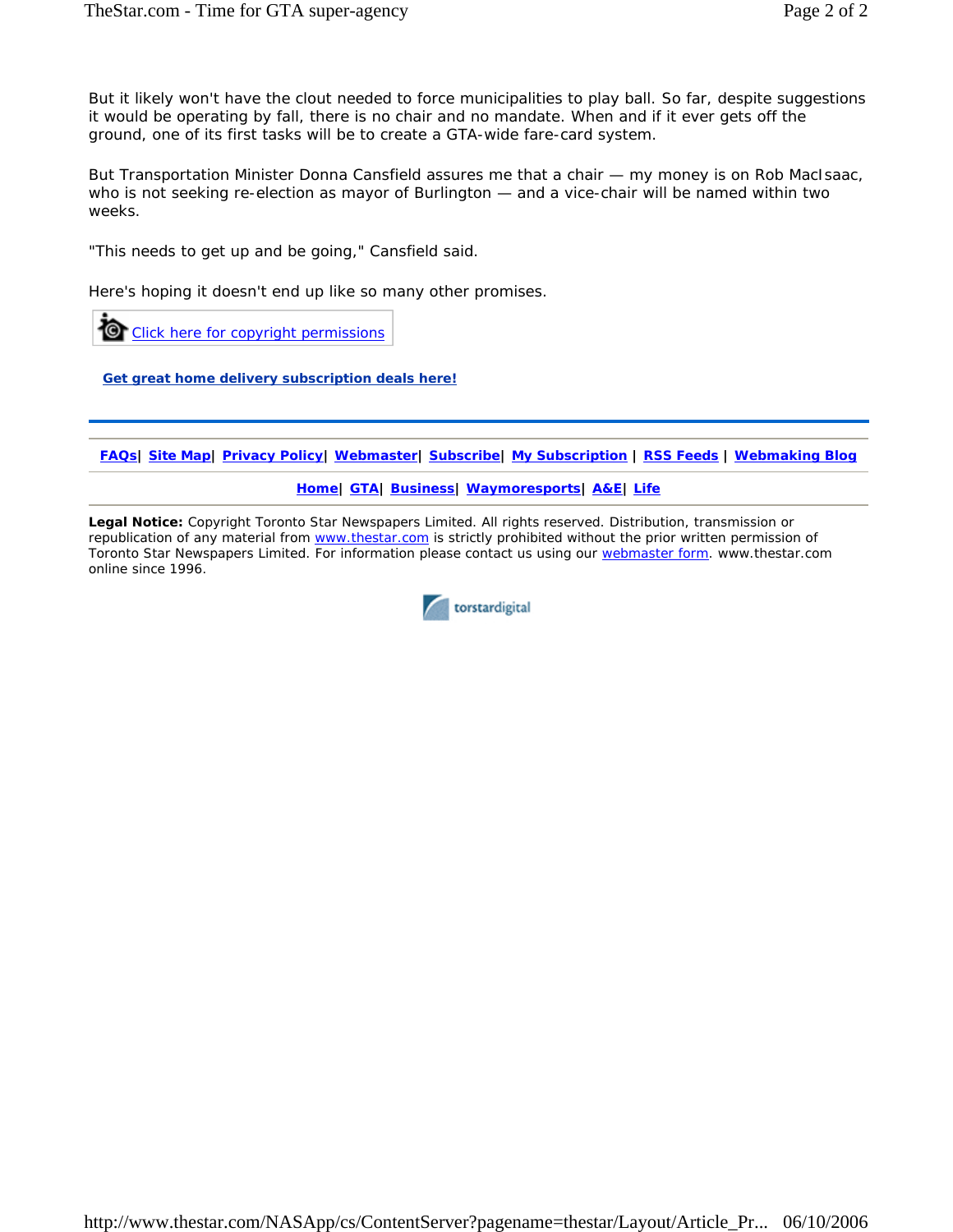But it likely won't have the clout needed to force municipalities to play ball. So far, despite suggestions it would be operating by fall, there is no chair and no mandate. When and if it ever gets off the ground, one of its first tasks will be to create a GTA-wide fare-card system.

But Transportation Minister Donna Cansfield assures me that a chair — my money is on Rob MacIsaac, who is not seeking re-election as mayor of Burlington — and a vice-chair will be named within two weeks.

"This needs to get up and be going," Cansfield said.

Here's hoping it doesn't end up like so many other promises.

Click here for copyright permissions

**Get great home delivery subscription deals here!**

---

**FAQs** | **Site Map** | **Privacy Policy** | **Webmaster** | **Subscribe** | **My Subscription** | **RSS Feeds** | **Webmaking Blog**

**Home** | **GTA** | **Business** | **Waymoresports** | **A&E** | **Life**

**Legal Notice:** Copyright Toronto Star Newspapers Limited. All rights reserved. Distribution, transmission or republication of any material from www.thestar.com is strictly prohibited without the prior written permission of Toronto Star Newspapers Limited. For information please contact us using our webmaster form. www.thestar.com online since 1996.

torstardigital